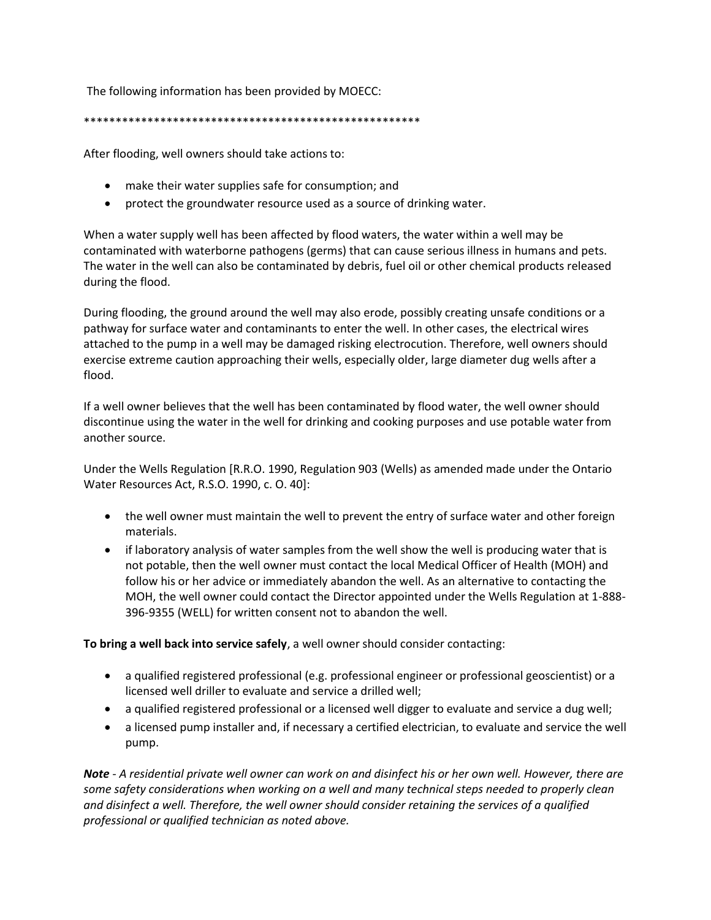The following information has been provided by MOECC:

*****************************************************

After flooding, well owners should take actions to:

- make their water supplies safe for consumption; and
- protect the groundwater resource used as a source of drinking water.

When a water supply well has been affected by flood waters, the water within a well may be contaminated with waterborne pathogens (germs) that can cause serious illness in humans and pets. The water in the well can also be contaminated by debris, fuel oil or other chemical products released during the flood.

During flooding, the ground around the well may also erode, possibly creating unsafe conditions or a pathway for surface water and contaminants to enter the well. In other cases, the electrical wires attached to the pump in a well may be damaged risking electrocution. Therefore, well owners should exercise extreme caution approaching their wells, especially older, large diameter dug wells after a flood.

If a well owner believes that the well has been contaminated by flood water, the well owner should discontinue using the water in the well for drinking and cooking purposes and use potable water from another source.

Under the Wells Regulation [R.R.O. 1990, Regulation 903 (Wells) as amended made under the Ontario Water Resources Act, R.S.O. 1990, c. O. 40]:

- the well owner must maintain the well to prevent the entry of surface water and other foreign materials.
- if laboratory analysis of water samples from the well show the well is producing water that is not potable, then the well owner must contact the local Medical Officer of Health (MOH) and follow his or her advice or immediately abandon the well. As an alternative to contacting the MOH, the well owner could contact the Director appointed under the Wells Regulation at 1-888-396-9355 (WELL) for written consent not to abandon the well.

**To bring a well back into service safely**, a well owner should consider contacting:

- a qualified registered professional (e.g. professional engineer or professional geoscientist) or a licensed well driller to evaluate and service a drilled well;
- a qualified registered professional or a licensed well digger to evaluate and service a dug well;
- a licensed pump installer and, if necessary a certified electrician, to evaluate and service the well pump.

***Note*** *- A residential private well owner can work on and disinfect his or her own well. However, there are some safety considerations when working on a well and many technical steps needed to properly clean and disinfect a well. Therefore, the well owner should consider retaining the services of a qualified professional or qualified technician as noted above.*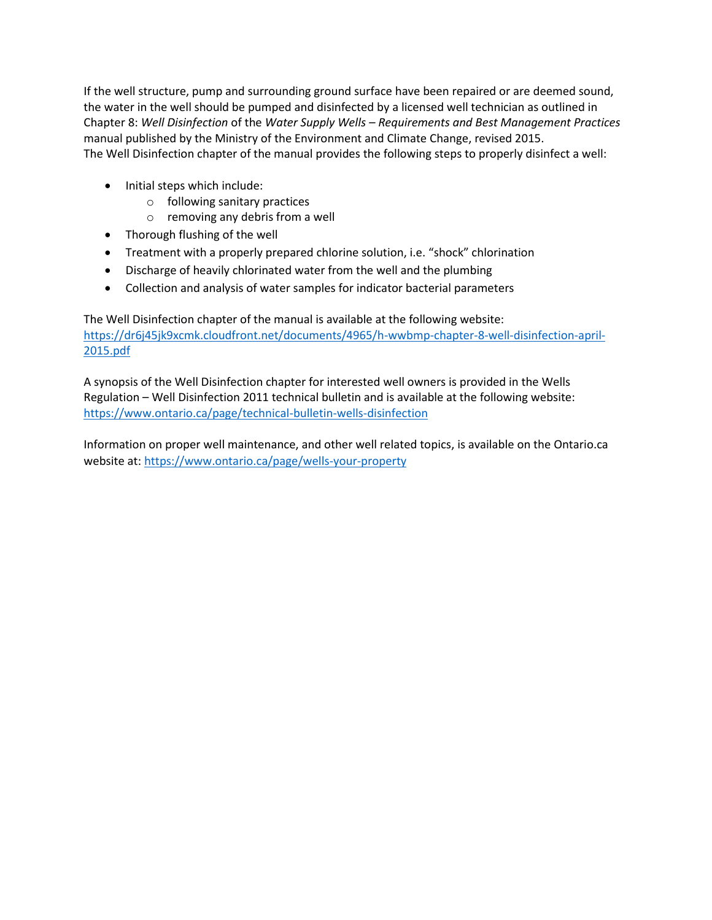If the well structure, pump and surrounding ground surface have been repaired or are deemed sound, the water in the well should be pumped and disinfected by a licensed well technician as outlined in Chapter 8: *Well Disinfection* of the *Water Supply Wells – Requirements and Best Management Practices* manual published by the Ministry of the Environment and Climate Change, revised 2015.
The Well Disinfection chapter of the manual provides the following steps to properly disinfect a well:

- Initial steps which include:
    - following sanitary practices
    - removing any debris from a well
- Thorough flushing of the well
- Treatment with a properly prepared chlorine solution, i.e. "shock" chlorination
- Discharge of heavily chlorinated water from the well and the plumbing
- Collection and analysis of water samples for indicator bacterial parameters

The Well Disinfection chapter of the manual is available at the following website:
https://dr6j45jk9xcmk.cloudfront.net/documents/4965/h-wwbmp-chapter-8-well-disinfection-april-2015.pdf

A synopsis of the Well Disinfection chapter for interested well owners is provided in the Wells Regulation – Well Disinfection 2011 technical bulletin and is available at the following website:
https://www.ontario.ca/page/technical-bulletin-wells-disinfection

Information on proper well maintenance, and other well related topics, is available on the Ontario.ca website at: https://www.ontario.ca/page/wells-your-property